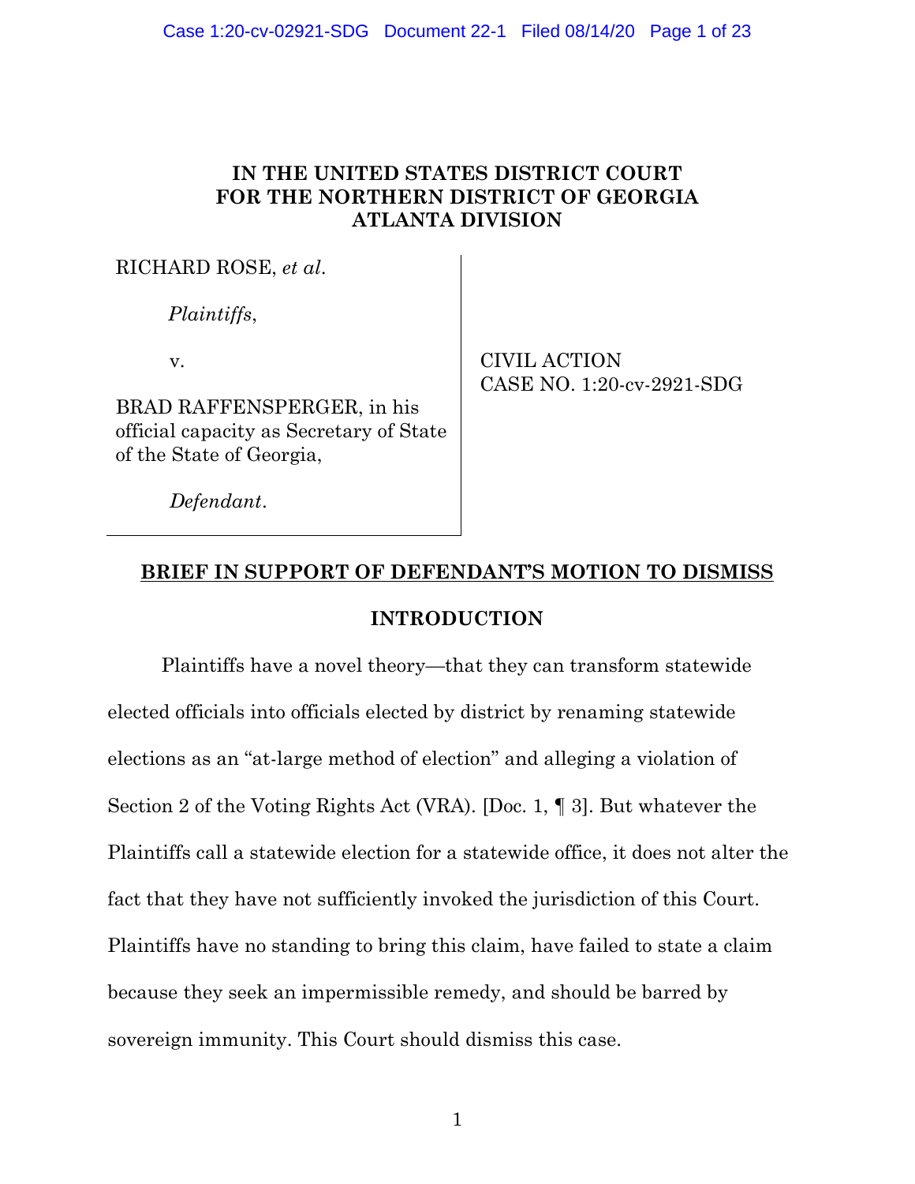**IN THE UNITED STATES DISTRICT COURT
FOR THE NORTHERN DISTRICT OF GEORGIA
ATLANTA DIVISION**

RICHARD ROSE, *et al*.

*Plaintiffs*,

v.

BRAD RAFFENSPERGER, in his official capacity as Secretary of State of the State of Georgia,

*Defendant*.

CIVIL ACTION
CASE NO. 1:20-cv-2921-SDG

**BRIEF IN SUPPORT OF DEFENDANT'S MOTION TO DISMISS**

## INTRODUCTION

Plaintiffs have a novel theory—that they can transform statewide elected officials into officials elected by district by renaming statewide elections as an "at-large method of election" and alleging a violation of Section 2 of the Voting Rights Act (VRA). [Doc. 1, ¶ 3]. But whatever the Plaintiffs call a statewide election for a statewide office, it does not alter the fact that they have not sufficiently invoked the jurisdiction of this Court. Plaintiffs have no standing to bring this claim, have failed to state a claim because they seek an impermissible remedy, and should be barred by sovereign immunity. This Court should dismiss this case.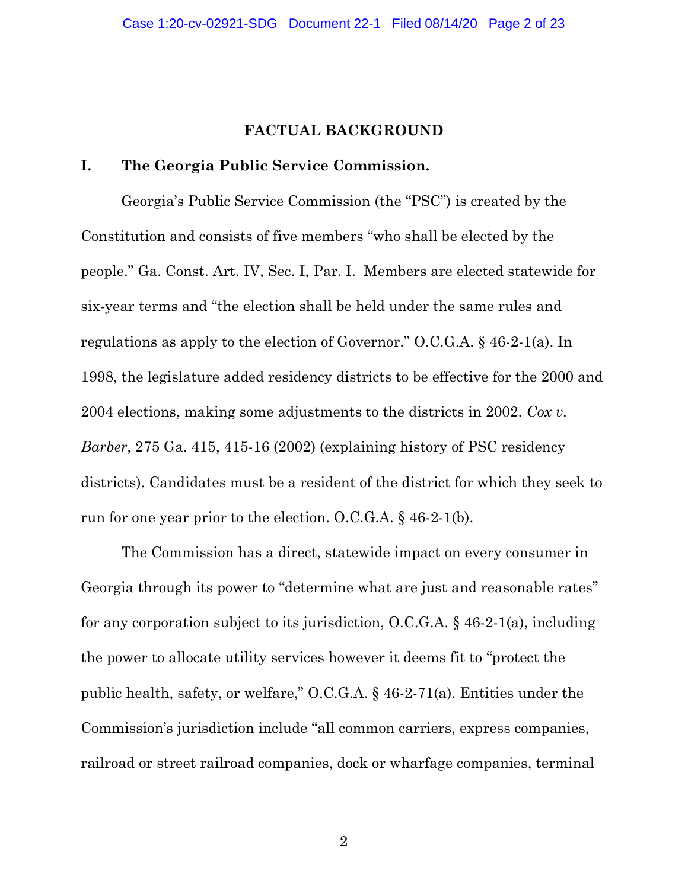## FACTUAL BACKGROUND

### I. The Georgia Public Service Commission.

Georgia's Public Service Commission (the "PSC") is created by the Constitution and consists of five members "who shall be elected by the people." Ga. Const. Art. IV, Sec. I, Par. I. Members are elected statewide for six-year terms and "the election shall be held under the same rules and regulations as apply to the election of Governor." O.C.G.A. § 46-2-1(a). In 1998, the legislature added residency districts to be effective for the 2000 and 2004 elections, making some adjustments to the districts in 2002. *Cox v. Barber*, 275 Ga. 415, 415-16 (2002) (explaining history of PSC residency districts). Candidates must be a resident of the district for which they seek to run for one year prior to the election. O.C.G.A. § 46-2-1(b).

The Commission has a direct, statewide impact on every consumer in Georgia through its power to "determine what are just and reasonable rates" for any corporation subject to its jurisdiction, O.C.G.A. § 46-2-1(a), including the power to allocate utility services however it deems fit to "protect the public health, safety, or welfare," O.C.G.A. § 46-2-71(a). Entities under the Commission's jurisdiction include "all common carriers, express companies, railroad or street railroad companies, dock or wharfage companies, terminal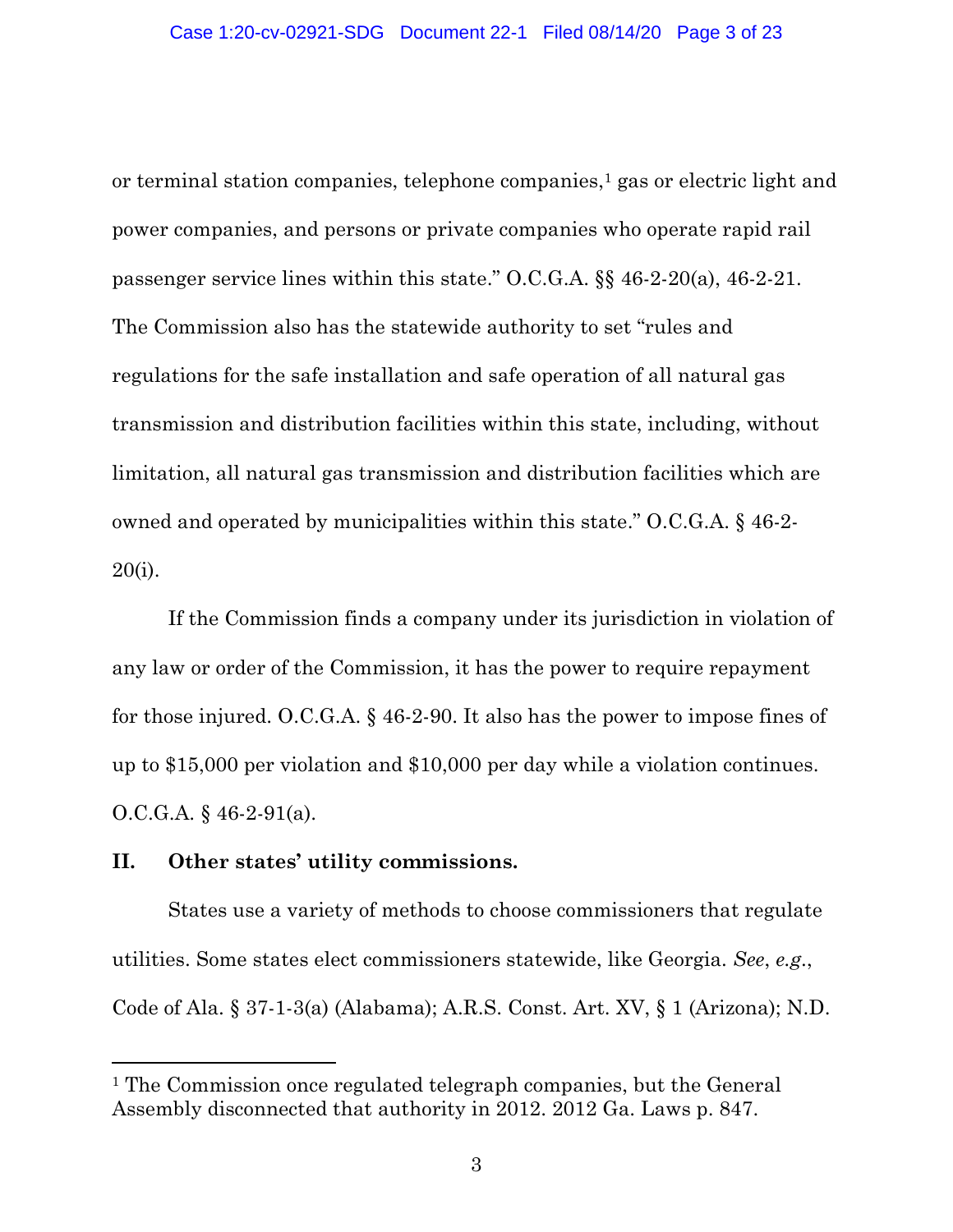or terminal station companies, telephone companies,[1] gas or electric light and power companies, and persons or private companies who operate rapid rail passenger service lines within this state." O.C.G.A. §§ 46-2-20(a), 46-2-21. The Commission also has the statewide authority to set "rules and regulations for the safe installation and safe operation of all natural gas transmission and distribution facilities within this state, including, without limitation, all natural gas transmission and distribution facilities which are owned and operated by municipalities within this state." O.C.G.A. § 46-2-20(i).

If the Commission finds a company under its jurisdiction in violation of any law or order of the Commission, it has the power to require repayment for those injured. O.C.G.A. § 46-2-90. It also has the power to impose fines of up to $15,000 per violation and $10,000 per day while a violation continues. O.C.G.A. § 46-2-91(a).

## II. Other states' utility commissions.

States use a variety of methods to choose commissioners that regulate utilities. Some states elect commissioners statewide, like Georgia. *See*, *e.g.*, Code of Ala. § 37-1-3(a) (Alabama); A.R.S. Const. Art. XV, § 1 (Arizona); N.D.

---

[1] The Commission once regulated telegraph companies, but the General Assembly disconnected that authority in 2012. 2012 Ga. Laws p. 847.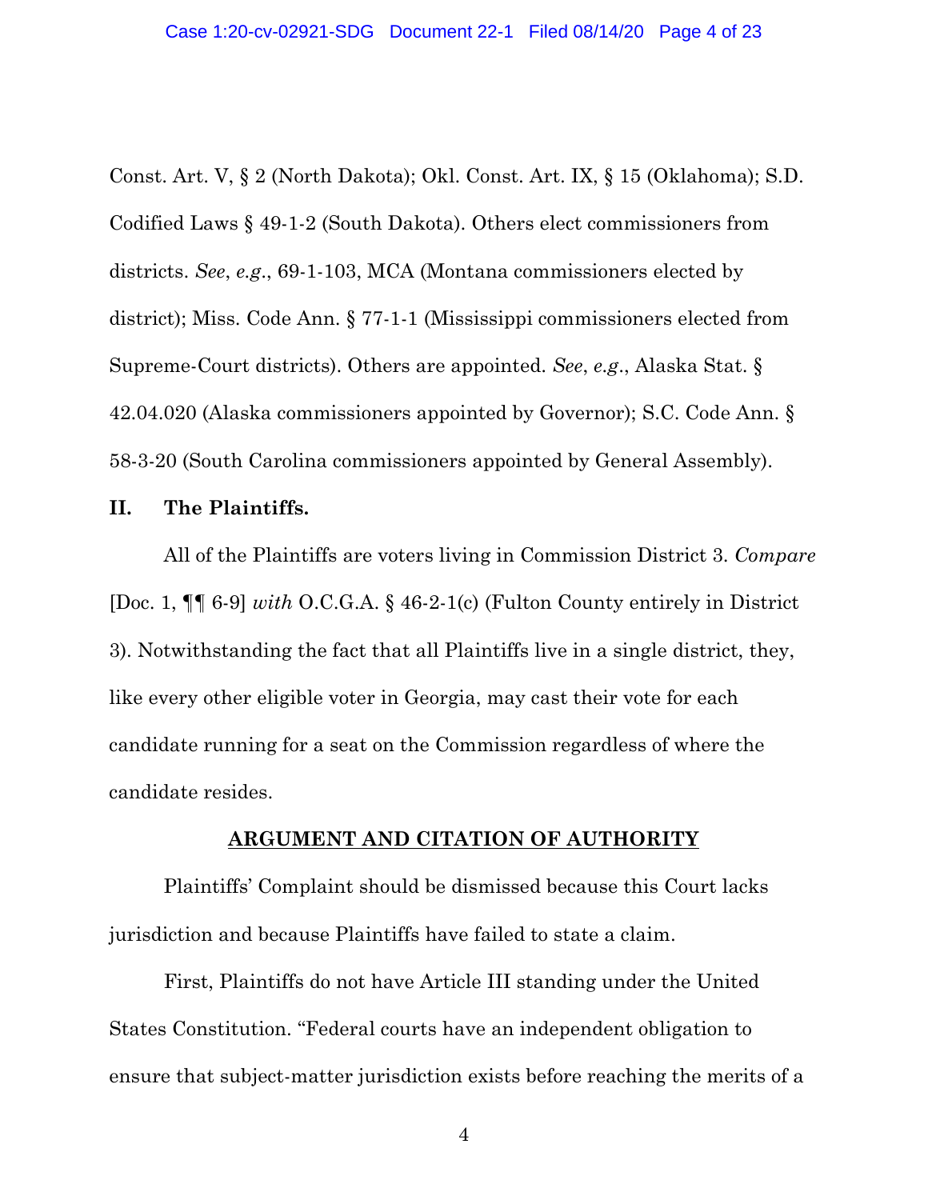Const. Art. V, § 2 (North Dakota); Okl. Const. Art. IX, § 15 (Oklahoma); S.D. Codified Laws § 49-1-2 (South Dakota). Others elect commissioners from districts. *See*, *e.g*., 69-1-103, MCA (Montana commissioners elected by district); Miss. Code Ann. § 77-1-1 (Mississippi commissioners elected from Supreme-Court districts). Others are appointed. *See*, *e.g*., Alaska Stat. § 42.04.020 (Alaska commissioners appointed by Governor); S.C. Code Ann. § 58-3-20 (South Carolina commissioners appointed by General Assembly).

## II. The Plaintiffs.

All of the Plaintiffs are voters living in Commission District 3. *Compare* [Doc. 1, ¶¶ 6-9] *with* O.C.G.A. § 46-2-1(c) (Fulton County entirely in District 3). Notwithstanding the fact that all Plaintiffs live in a single district, they, like every other eligible voter in Georgia, may cast their vote for each candidate running for a seat on the Commission regardless of where the candidate resides.

## ARGUMENT AND CITATION OF AUTHORITY

Plaintiffs' Complaint should be dismissed because this Court lacks jurisdiction and because Plaintiffs have failed to state a claim.

First, Plaintiffs do not have Article III standing under the United States Constitution. "Federal courts have an independent obligation to ensure that subject-matter jurisdiction exists before reaching the merits of a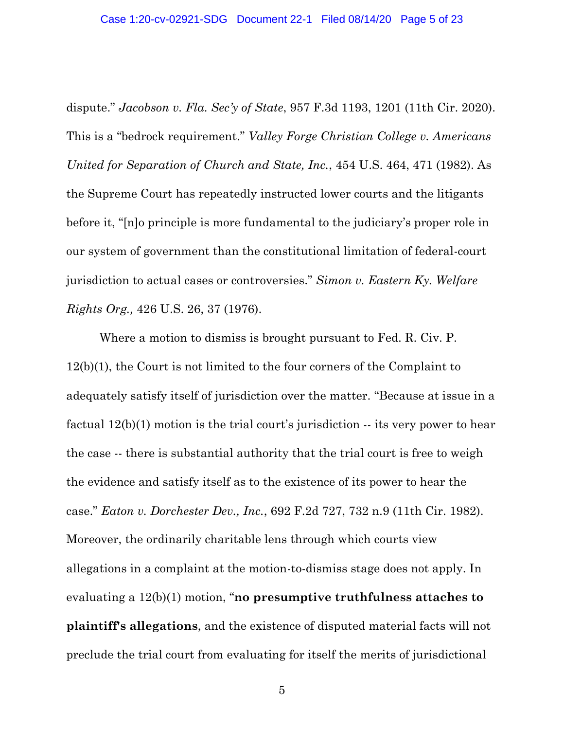dispute." *Jacobson v. Fla. Sec'y of State*, 957 F.3d 1193, 1201 (11th Cir. 2020). This is a "bedrock requirement." *Valley Forge Christian College v. Americans United for Separation of Church and State, Inc.*, 454 U.S. 464, 471 (1982). As the Supreme Court has repeatedly instructed lower courts and the litigants before it, "[n]o principle is more fundamental to the judiciary's proper role in our system of government than the constitutional limitation of federal-court jurisdiction to actual cases or controversies." *Simon v. Eastern Ky. Welfare Rights Org.,* 426 U.S. 26, 37 (1976).

Where a motion to dismiss is brought pursuant to Fed. R. Civ. P. 12(b)(1), the Court is not limited to the four corners of the Complaint to adequately satisfy itself of jurisdiction over the matter. "Because at issue in a factual 12(b)(1) motion is the trial court's jurisdiction -- its very power to hear the case -- there is substantial authority that the trial court is free to weigh the evidence and satisfy itself as to the existence of its power to hear the case." *Eaton v. Dorchester Dev., Inc.*, 692 F.2d 727, 732 n.9 (11th Cir. 1982). Moreover, the ordinarily charitable lens through which courts view allegations in a complaint at the motion-to-dismiss stage does not apply. In evaluating a 12(b)(1) motion, "**no presumptive truthfulness attaches to plaintiff's allegations**, and the existence of disputed material facts will not preclude the trial court from evaluating for itself the merits of jurisdictional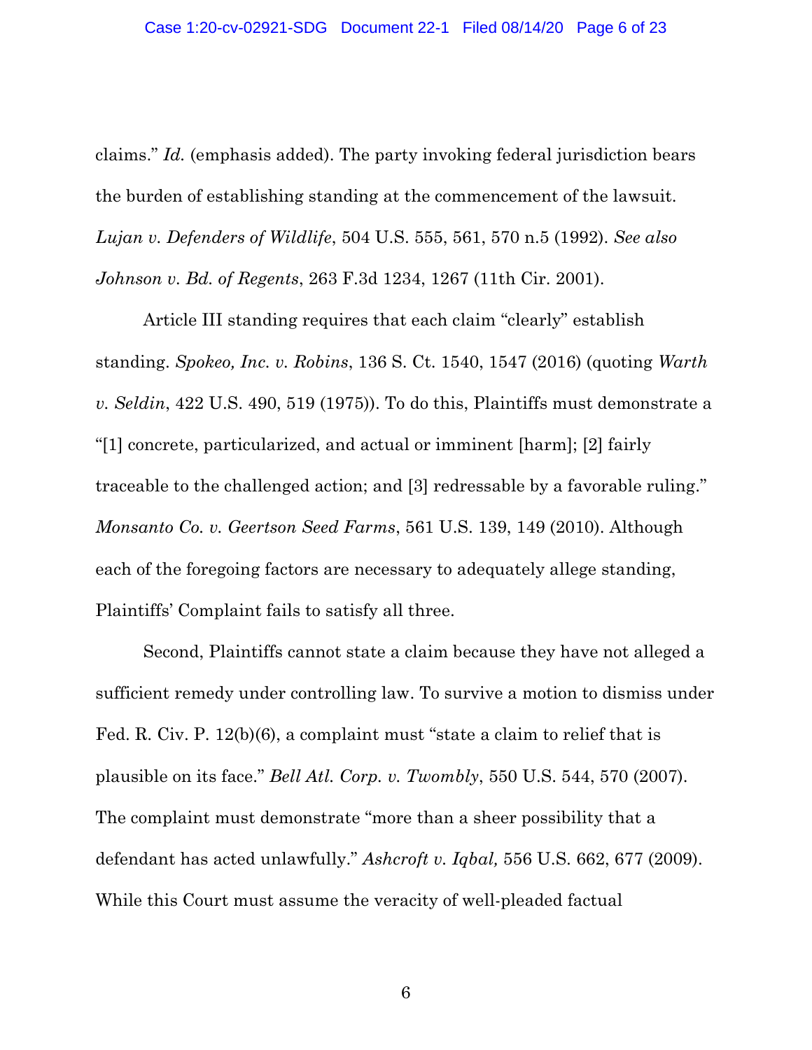claims." *Id.* (emphasis added). The party invoking federal jurisdiction bears the burden of establishing standing at the commencement of the lawsuit. *Lujan v. Defenders of Wildlife*, 504 U.S. 555, 561, 570 n.5 (1992). *See also Johnson v. Bd. of Regents*, 263 F.3d 1234, 1267 (11th Cir. 2001).

Article III standing requires that each claim "clearly" establish standing. *Spokeo, Inc. v. Robins*, 136 S. Ct. 1540, 1547 (2016) (quoting *Warth v. Seldin*, 422 U.S. 490, 519 (1975)). To do this, Plaintiffs must demonstrate a "[1] concrete, particularized, and actual or imminent [harm]; [2] fairly traceable to the challenged action; and [3] redressable by a favorable ruling." *Monsanto Co. v. Geertson Seed Farms*, 561 U.S. 139, 149 (2010). Although each of the foregoing factors are necessary to adequately allege standing, Plaintiffs' Complaint fails to satisfy all three.

Second, Plaintiffs cannot state a claim because they have not alleged a sufficient remedy under controlling law. To survive a motion to dismiss under Fed. R. Civ. P. 12(b)(6), a complaint must "state a claim to relief that is plausible on its face." *Bell Atl. Corp. v. Twombly*, 550 U.S. 544, 570 (2007). The complaint must demonstrate "more than a sheer possibility that a defendant has acted unlawfully." *Ashcroft v. Iqbal,* 556 U.S. 662, 677 (2009). While this Court must assume the veracity of well-pleaded factual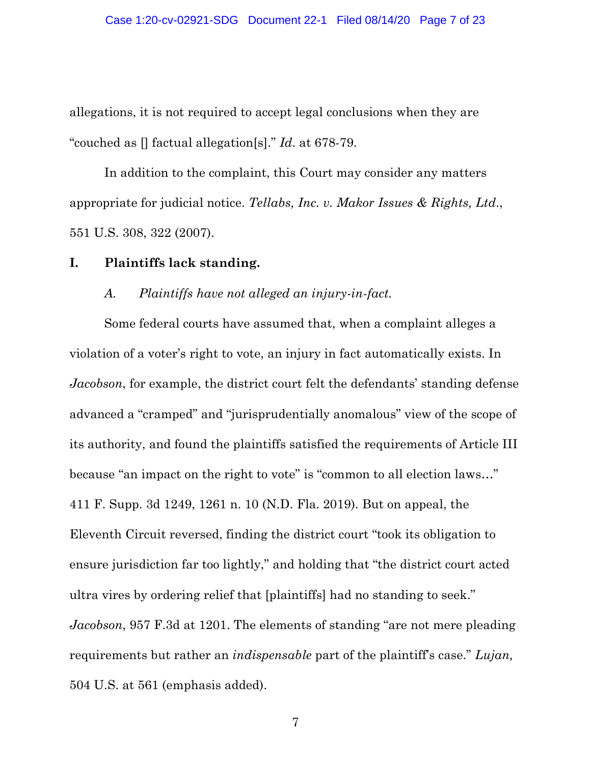allegations, it is not required to accept legal conclusions when they are "couched as [] factual allegation[s]." *Id*. at 678-79.

In addition to the complaint, this Court may consider any matters appropriate for judicial notice. *Tellabs, Inc. v. Makor Issues & Rights, Ltd*., 551 U.S. 308, 322 (2007).

## I. Plaintiffs lack standing.

### *A. Plaintiffs have not alleged an injury-in-fact.*

Some federal courts have assumed that, when a complaint alleges a violation of a voter's right to vote, an injury in fact automatically exists. In *Jacobson*, for example, the district court felt the defendants' standing defense advanced a "cramped" and "jurisprudentially anomalous" view of the scope of its authority, and found the plaintiffs satisfied the requirements of Article III because "an impact on the right to vote" is "common to all election laws…" 411 F. Supp. 3d 1249, 1261 n. 10 (N.D. Fla. 2019). But on appeal, the Eleventh Circuit reversed, finding the district court "took its obligation to ensure jurisdiction far too lightly," and holding that "the district court acted ultra vires by ordering relief that [plaintiffs] had no standing to seek." *Jacobson*, 957 F.3d at 1201. The elements of standing "are not mere pleading requirements but rather an *indispensable* part of the plaintiff's case." *Lujan,* 504 U.S. at 561 (emphasis added).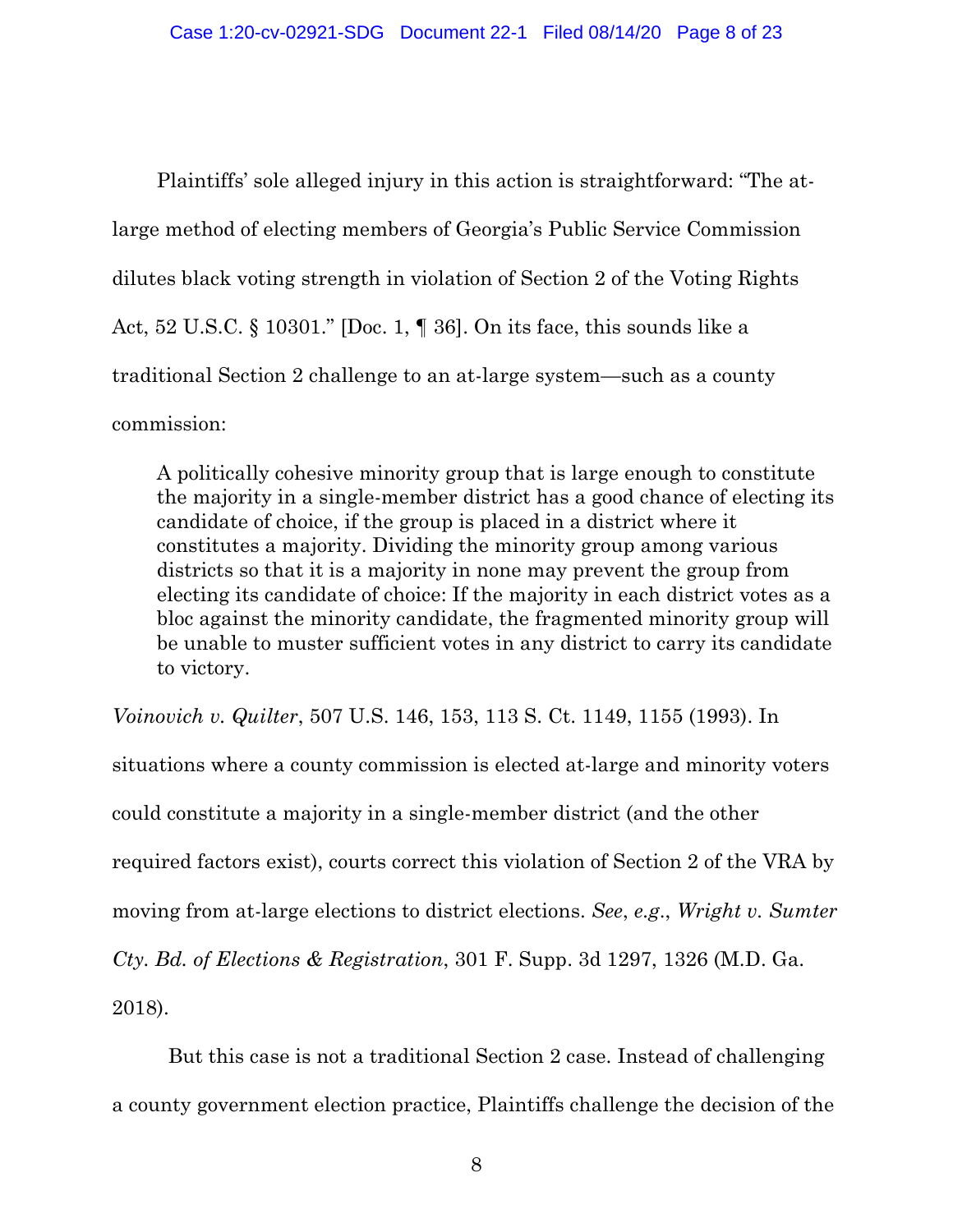Plaintiffs' sole alleged injury in this action is straightforward: "The at-large method of electing members of Georgia's Public Service Commission dilutes black voting strength in violation of Section 2 of the Voting Rights Act, 52 U.S.C. § 10301." [Doc. 1, ¶ 36]. On its face, this sounds like a traditional Section 2 challenge to an at-large system—such as a county commission:

> A politically cohesive minority group that is large enough to constitute the majority in a single-member district has a good chance of electing its candidate of choice, if the group is placed in a district where it constitutes a majority. Dividing the minority group among various districts so that it is a majority in none may prevent the group from electing its candidate of choice: If the majority in each district votes as a bloc against the minority candidate, the fragmented minority group will be unable to muster sufficient votes in any district to carry its candidate to victory.

*Voinovich v. Quilter*, 507 U.S. 146, 153, 113 S. Ct. 1149, 1155 (1993). In situations where a county commission is elected at-large and minority voters could constitute a majority in a single-member district (and the other required factors exist), courts correct this violation of Section 2 of the VRA by moving from at-large elections to district elections. *See*, *e.g.*, *Wright v. Sumter Cty. Bd. of Elections & Registration*, 301 F. Supp. 3d 1297, 1326 (M.D. Ga. 2018).

But this case is not a traditional Section 2 case. Instead of challenging a county government election practice, Plaintiffs challenge the decision of the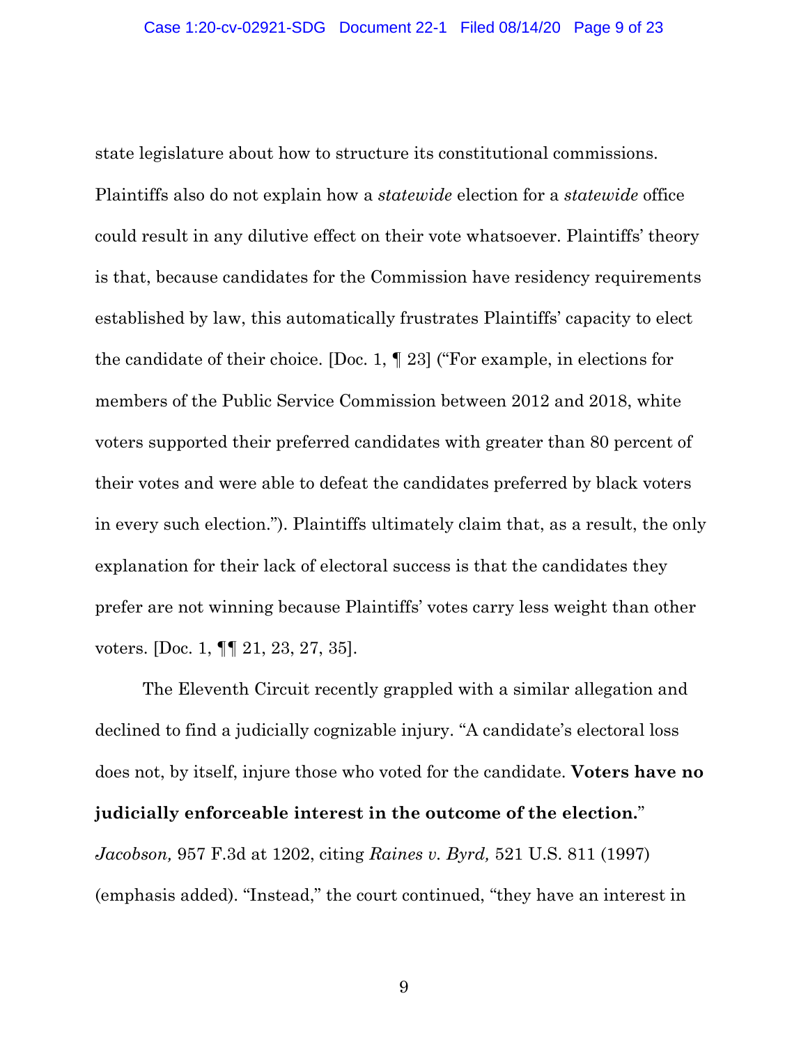state legislature about how to structure its constitutional commissions. Plaintiffs also do not explain how a *statewide* election for a *statewide* office could result in any dilutive effect on their vote whatsoever. Plaintiffs' theory is that, because candidates for the Commission have residency requirements established by law, this automatically frustrates Plaintiffs' capacity to elect the candidate of their choice. [Doc. 1, ¶ 23] ("For example, in elections for members of the Public Service Commission between 2012 and 2018, white voters supported their preferred candidates with greater than 80 percent of their votes and were able to defeat the candidates preferred by black voters in every such election."). Plaintiffs ultimately claim that, as a result, the only explanation for their lack of electoral success is that the candidates they prefer are not winning because Plaintiffs' votes carry less weight than other voters. [Doc. 1, ¶¶ 21, 23, 27, 35].

The Eleventh Circuit recently grappled with a similar allegation and declined to find a judicially cognizable injury. "A candidate's electoral loss does not, by itself, injure those who voted for the candidate. **Voters have no judicially enforceable interest in the outcome of the election.**" *Jacobson,* 957 F.3d at 1202, citing *Raines v. Byrd,* 521 U.S. 811 (1997) (emphasis added). "Instead," the court continued, "they have an interest in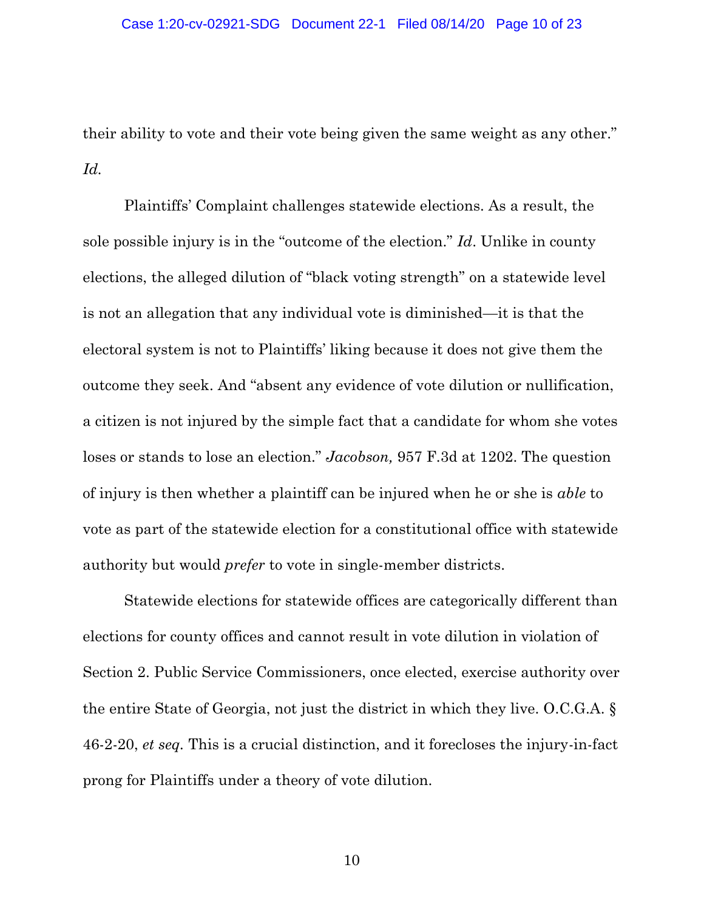their ability to vote and their vote being given the same weight as any other." *Id.*

Plaintiffs' Complaint challenges statewide elections. As a result, the sole possible injury is in the "outcome of the election." *Id*. Unlike in county elections, the alleged dilution of "black voting strength" on a statewide level is not an allegation that any individual vote is diminished—it is that the electoral system is not to Plaintiffs' liking because it does not give them the outcome they seek. And "absent any evidence of vote dilution or nullification, a citizen is not injured by the simple fact that a candidate for whom she votes loses or stands to lose an election." *Jacobson,* 957 F.3d at 1202. The question of injury is then whether a plaintiff can be injured when he or she is *able* to vote as part of the statewide election for a constitutional office with statewide authority but would *prefer* to vote in single-member districts.

Statewide elections for statewide offices are categorically different than elections for county offices and cannot result in vote dilution in violation of Section 2. Public Service Commissioners, once elected, exercise authority over the entire State of Georgia, not just the district in which they live. O.C.G.A. § 46-2-20, *et seq*. This is a crucial distinction, and it forecloses the injury-in-fact prong for Plaintiffs under a theory of vote dilution.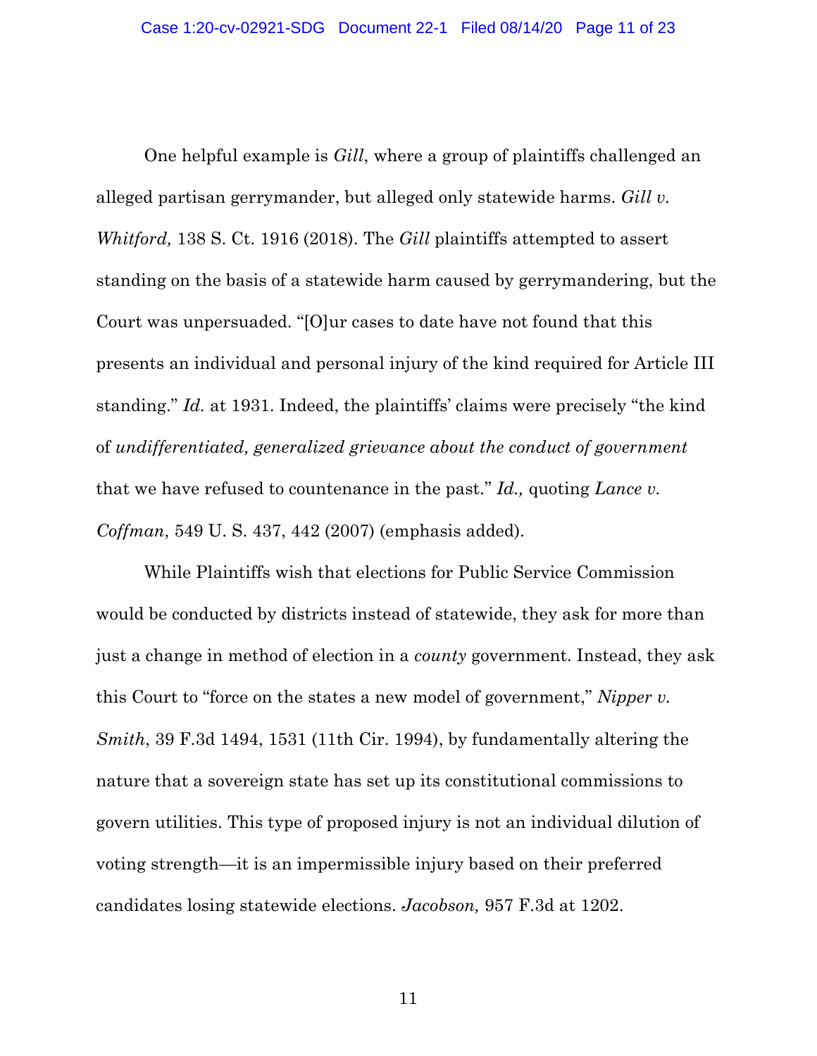One helpful example is *Gill*, where a group of plaintiffs challenged an alleged partisan gerrymander, but alleged only statewide harms. *Gill v. Whitford,* 138 S. Ct. 1916 (2018). The *Gill* plaintiffs attempted to assert standing on the basis of a statewide harm caused by gerrymandering, but the Court was unpersuaded. "[O]ur cases to date have not found that this presents an individual and personal injury of the kind required for Article III standing." *Id.* at 1931. Indeed, the plaintiffs' claims were precisely "the kind of *undifferentiated, generalized grievance about the conduct of government* that we have refused to countenance in the past." *Id.,* quoting *Lance v. Coffman*, 549 U. S. 437, 442 (2007) (emphasis added).

While Plaintiffs wish that elections for Public Service Commission would be conducted by districts instead of statewide, they ask for more than just a change in method of election in a *county* government. Instead, they ask this Court to "force on the states a new model of government," *Nipper v. Smith*, 39 F.3d 1494, 1531 (11th Cir. 1994), by fundamentally altering the nature that a sovereign state has set up its constitutional commissions to govern utilities. This type of proposed injury is not an individual dilution of voting strength—it is an impermissible injury based on their preferred candidates losing statewide elections. *Jacobson,* 957 F.3d at 1202.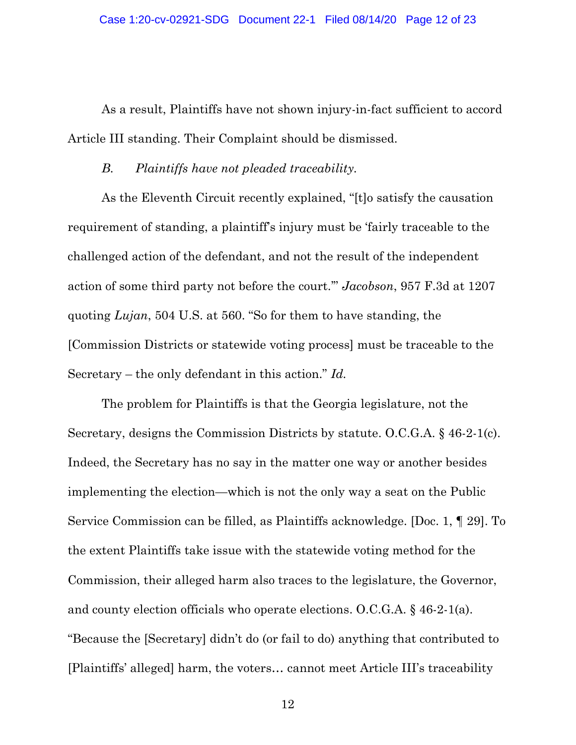As a result, Plaintiffs have not shown injury-in-fact sufficient to accord Article III standing. Their Complaint should be dismissed.

*B. Plaintiffs have not pleaded traceability.*

As the Eleventh Circuit recently explained, "[t]o satisfy the causation requirement of standing, a plaintiff's injury must be 'fairly traceable to the challenged action of the defendant, and not the result of the independent action of some third party not before the court.'" *Jacobson*, 957 F.3d at 1207 quoting *Lujan*, 504 U.S. at 560. "So for them to have standing, the [Commission Districts or statewide voting process] must be traceable to the Secretary – the only defendant in this action." *Id.*

The problem for Plaintiffs is that the Georgia legislature, not the Secretary, designs the Commission Districts by statute. O.C.G.A. § 46-2-1(c). Indeed, the Secretary has no say in the matter one way or another besides implementing the election—which is not the only way a seat on the Public Service Commission can be filled, as Plaintiffs acknowledge. [Doc. 1, ¶ 29]. To the extent Plaintiffs take issue with the statewide voting method for the Commission, their alleged harm also traces to the legislature, the Governor, and county election officials who operate elections. O.C.G.A. § 46-2-1(a). "Because the [Secretary] didn't do (or fail to do) anything that contributed to [Plaintiffs' alleged] harm, the voters… cannot meet Article III's traceability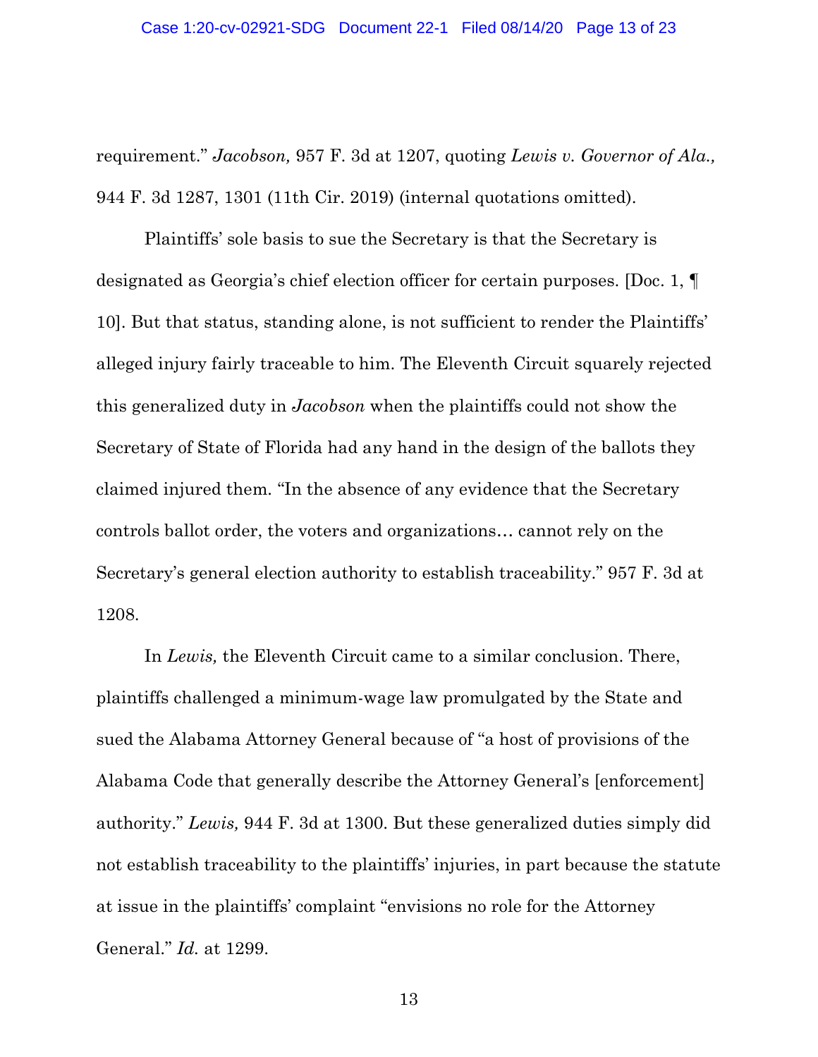requirement." *Jacobson,* 957 F. 3d at 1207, quoting *Lewis v. Governor of Ala.,* 944 F. 3d 1287, 1301 (11th Cir. 2019) (internal quotations omitted).

Plaintiffs' sole basis to sue the Secretary is that the Secretary is designated as Georgia's chief election officer for certain purposes. [Doc. 1, ¶ 10]. But that status, standing alone, is not sufficient to render the Plaintiffs' alleged injury fairly traceable to him. The Eleventh Circuit squarely rejected this generalized duty in *Jacobson* when the plaintiffs could not show the Secretary of State of Florida had any hand in the design of the ballots they claimed injured them. "In the absence of any evidence that the Secretary controls ballot order, the voters and organizations… cannot rely on the Secretary's general election authority to establish traceability." 957 F. 3d at 1208.

In *Lewis,* the Eleventh Circuit came to a similar conclusion. There, plaintiffs challenged a minimum-wage law promulgated by the State and sued the Alabama Attorney General because of "a host of provisions of the Alabama Code that generally describe the Attorney General's [enforcement] authority." *Lewis,* 944 F. 3d at 1300. But these generalized duties simply did not establish traceability to the plaintiffs' injuries, in part because the statute at issue in the plaintiffs' complaint "envisions no role for the Attorney General." *Id.* at 1299.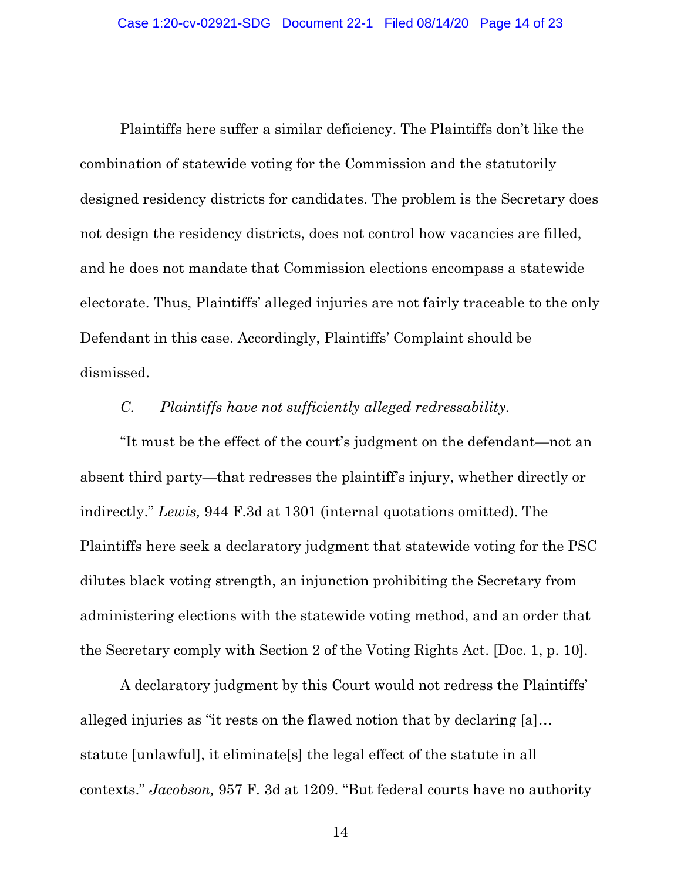Plaintiffs here suffer a similar deficiency. The Plaintiffs don't like the combination of statewide voting for the Commission and the statutorily designed residency districts for candidates. The problem is the Secretary does not design the residency districts, does not control how vacancies are filled, and he does not mandate that Commission elections encompass a statewide electorate. Thus, Plaintiffs' alleged injuries are not fairly traceable to the only Defendant in this case. Accordingly, Plaintiffs' Complaint should be dismissed.

### *C. Plaintiffs have not sufficiently alleged redressability.*

"It must be the effect of the court's judgment on the defendant—not an absent third party—that redresses the plaintiff's injury, whether directly or indirectly." *Lewis,* 944 F.3d at 1301 (internal quotations omitted). The Plaintiffs here seek a declaratory judgment that statewide voting for the PSC dilutes black voting strength, an injunction prohibiting the Secretary from administering elections with the statewide voting method, and an order that the Secretary comply with Section 2 of the Voting Rights Act. [Doc. 1, p. 10].

A declaratory judgment by this Court would not redress the Plaintiffs' alleged injuries as "it rests on the flawed notion that by declaring [a]… statute [unlawful], it eliminate[s] the legal effect of the statute in all contexts." *Jacobson,* 957 F. 3d at 1209. "But federal courts have no authority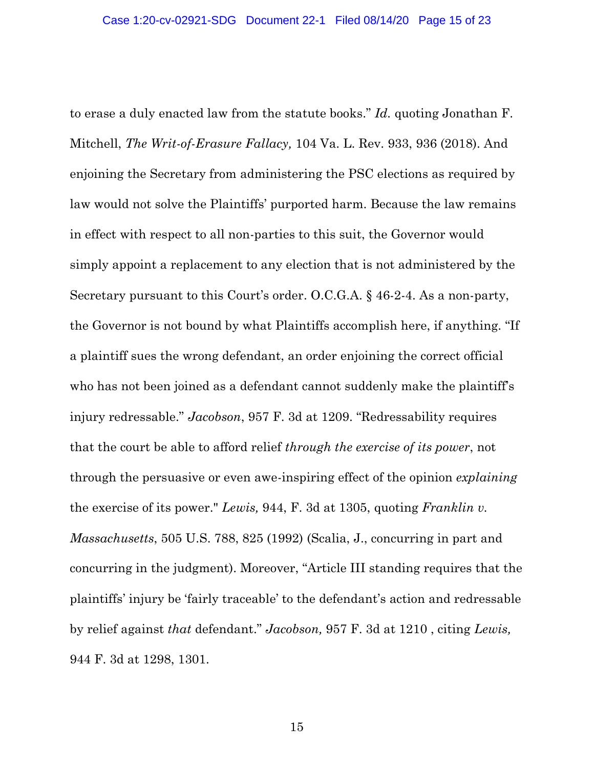to erase a duly enacted law from the statute books." *Id.* quoting Jonathan F. Mitchell, *The Writ-of-Erasure Fallacy,* 104 Va. L. Rev. 933, 936 (2018). And enjoining the Secretary from administering the PSC elections as required by law would not solve the Plaintiffs' purported harm. Because the law remains in effect with respect to all non-parties to this suit, the Governor would simply appoint a replacement to any election that is not administered by the Secretary pursuant to this Court's order. O.C.G.A. § 46-2-4. As a non-party, the Governor is not bound by what Plaintiffs accomplish here, if anything. "If a plaintiff sues the wrong defendant, an order enjoining the correct official who has not been joined as a defendant cannot suddenly make the plaintiff's injury redressable." *Jacobson*, 957 F. 3d at 1209. "Redressability requires that the court be able to afford relief *through the exercise of its power*, not through the persuasive or even awe-inspiring effect of the opinion *explaining* the exercise of its power." *Lewis,* 944, F. 3d at 1305, quoting *Franklin v. Massachusetts*, 505 U.S. 788, 825 (1992) (Scalia, J., concurring in part and concurring in the judgment). Moreover, "Article III standing requires that the plaintiffs' injury be 'fairly traceable' to the defendant's action and redressable by relief against *that* defendant." *Jacobson,* 957 F. 3d at 1210 , citing *Lewis,* 944 F. 3d at 1298, 1301.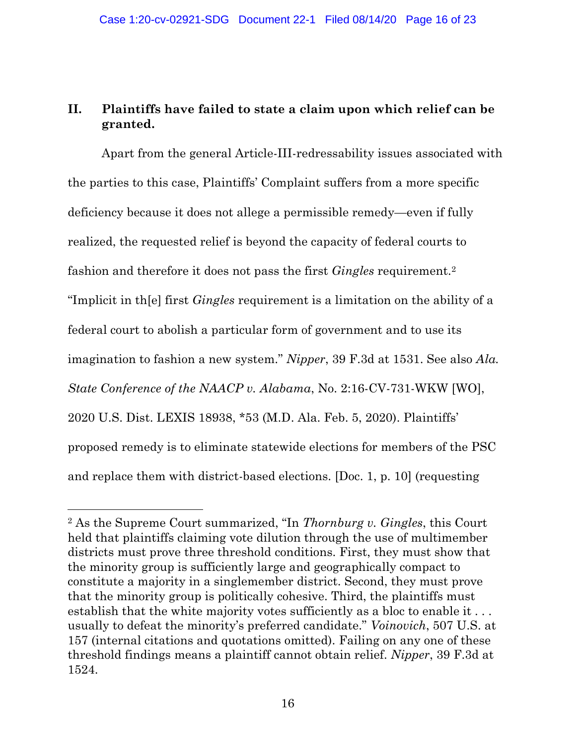## II. Plaintiffs have failed to state a claim upon which relief can be granted.

Apart from the general Article-III-redressability issues associated with the parties to this case, Plaintiffs' Complaint suffers from a more specific deficiency because it does not allege a permissible remedy—even if fully realized, the requested relief is beyond the capacity of federal courts to fashion and therefore it does not pass the first *Gingles* requirement.[2] "Implicit in th[e] first *Gingles* requirement is a limitation on the ability of a federal court to abolish a particular form of government and to use its imagination to fashion a new system." *Nipper*, 39 F.3d at 1531. See also *Ala. State Conference of the NAACP v. Alabama*, No. 2:16-CV-731-WKW [WO], 2020 U.S. Dist. LEXIS 18938, *53 (M.D. Ala. Feb. 5, 2020). Plaintiffs' proposed remedy is to eliminate statewide elections for members of the PSC and replace them with district-based elections. [Doc. 1, p. 10] (requesting

---

[2] As the Supreme Court summarized, "In *Thornburg v. Gingles*, this Court held that plaintiffs claiming vote dilution through the use of multimember districts must prove three threshold conditions. First, they must show that the minority group is sufficiently large and geographically compact to constitute a majority in a singlemember district. Second, they must prove that the minority group is politically cohesive. Third, the plaintiffs must establish that the white majority votes sufficiently as a bloc to enable it . . . usually to defeat the minority's preferred candidate." *Voinovich*, 507 U.S. at 157 (internal citations and quotations omitted). Failing on any one of these threshold findings means a plaintiff cannot obtain relief. *Nipper*, 39 F.3d at 1524.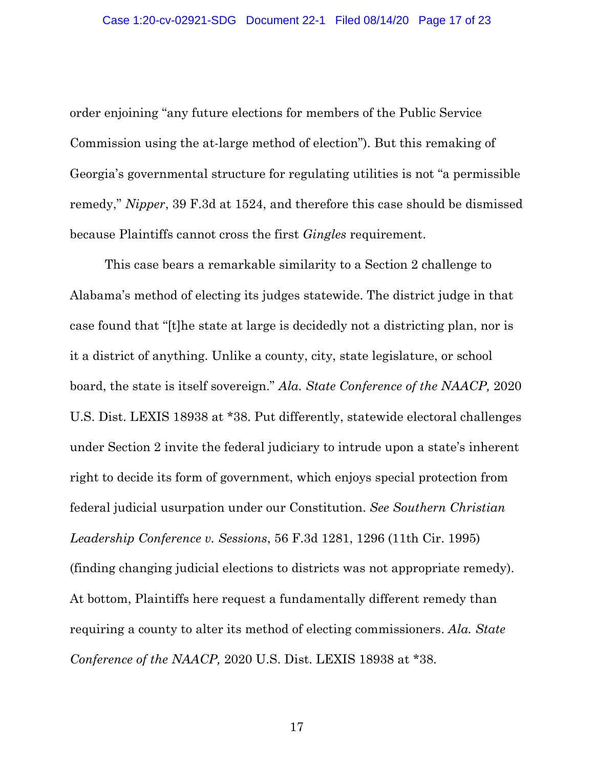order enjoining "any future elections for members of the Public Service Commission using the at-large method of election"). But this remaking of Georgia's governmental structure for regulating utilities is not "a permissible remedy," *Nipper*, 39 F.3d at 1524, and therefore this case should be dismissed because Plaintiffs cannot cross the first *Gingles* requirement.

This case bears a remarkable similarity to a Section 2 challenge to Alabama's method of electing its judges statewide. The district judge in that case found that "[t]he state at large is decidedly not a districting plan, nor is it a district of anything. Unlike a county, city, state legislature, or school board, the state is itself sovereign." *Ala. State Conference of the NAACP,* 2020 U.S. Dist. LEXIS 18938 at *38. Put differently, statewide electoral challenges under Section 2 invite the federal judiciary to intrude upon a state's inherent right to decide its form of government, which enjoys special protection from federal judicial usurpation under our Constitution. *See Southern Christian Leadership Conference v. Sessions*, 56 F.3d 1281, 1296 (11th Cir. 1995) (finding changing judicial elections to districts was not appropriate remedy). At bottom, Plaintiffs here request a fundamentally different remedy than requiring a county to alter its method of electing commissioners. *Ala. State Conference of the NAACP,* 2020 U.S. Dist. LEXIS 18938 at *38.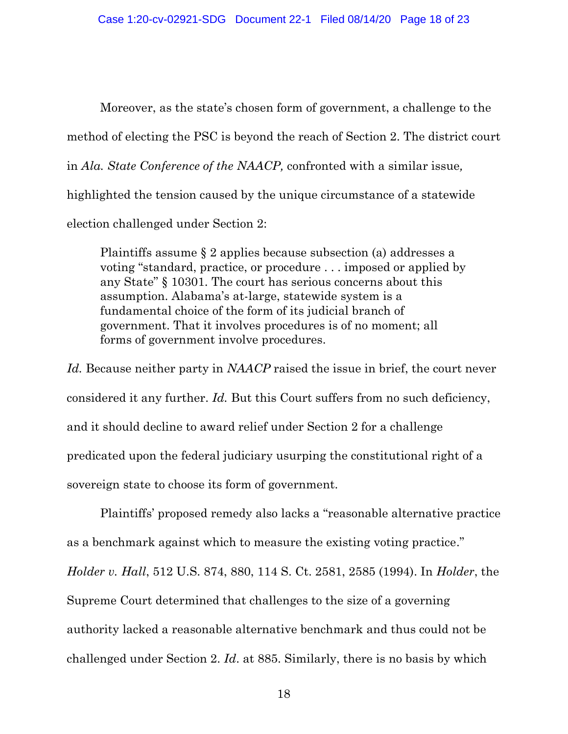Moreover, as the state's chosen form of government, a challenge to the method of electing the PSC is beyond the reach of Section 2. The district court in *Ala. State Conference of the NAACP,* confronted with a similar issue*,* highlighted the tension caused by the unique circumstance of a statewide election challenged under Section 2:

> Plaintiffs assume § 2 applies because subsection (a) addresses a voting "standard, practice, or procedure . . . imposed or applied by any State" § 10301. The court has serious concerns about this assumption. Alabama's at-large, statewide system is a fundamental choice of the form of its judicial branch of government. That it involves procedures is of no moment; all forms of government involve procedures.

*Id.* Because neither party in *NAACP* raised the issue in brief, the court never considered it any further. *Id.* But this Court suffers from no such deficiency, and it should decline to award relief under Section 2 for a challenge predicated upon the federal judiciary usurping the constitutional right of a sovereign state to choose its form of government.

Plaintiffs' proposed remedy also lacks a "reasonable alternative practice as a benchmark against which to measure the existing voting practice." *Holder v. Hall*, 512 U.S. 874, 880, 114 S. Ct. 2581, 2585 (1994). In *Holder*, the Supreme Court determined that challenges to the size of a governing authority lacked a reasonable alternative benchmark and thus could not be challenged under Section 2. *Id*. at 885. Similarly, there is no basis by which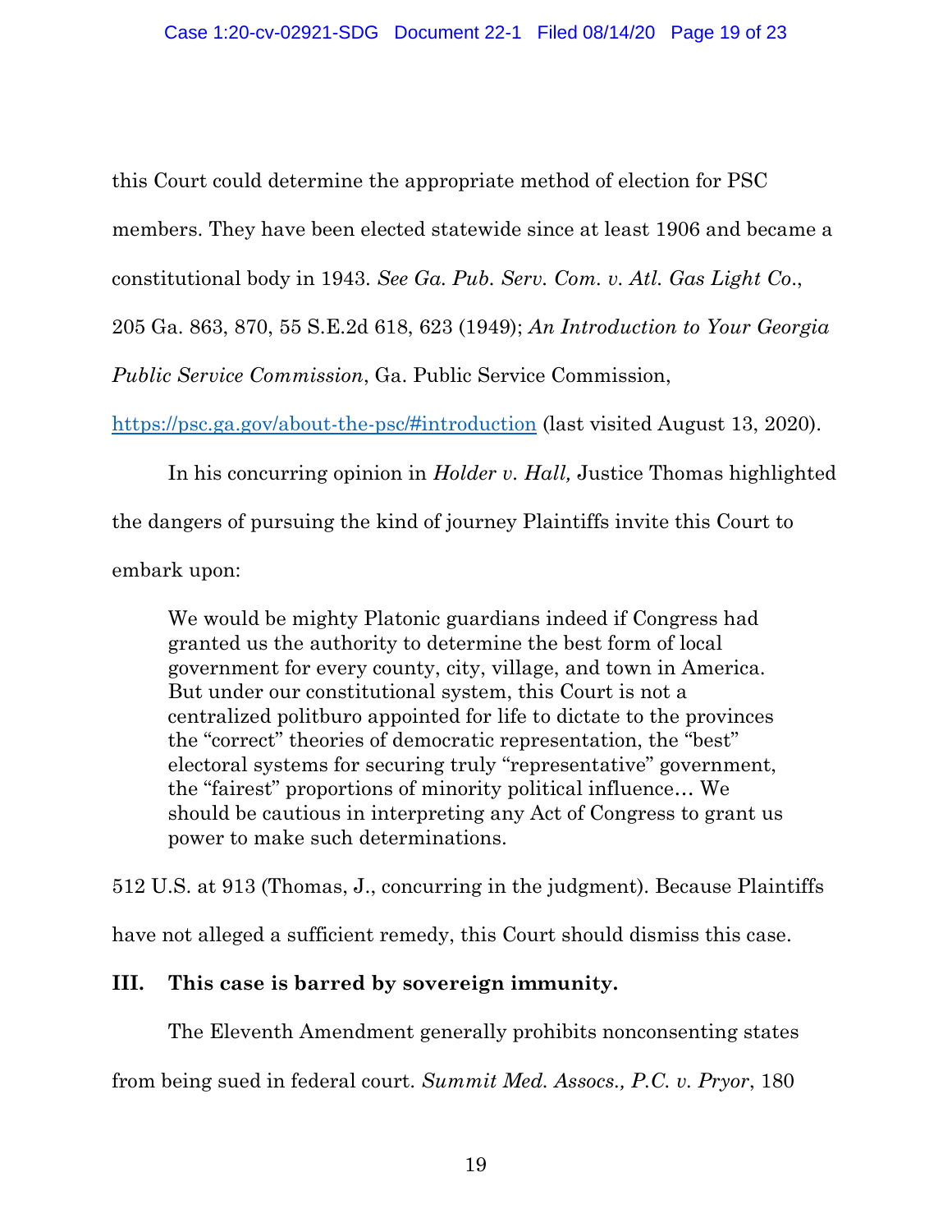this Court could determine the appropriate method of election for PSC members. They have been elected statewide since at least 1906 and became a constitutional body in 1943. *See Ga. Pub. Serv. Com. v. Atl. Gas Light Co*., 205 Ga. 863, 870, 55 S.E.2d 618, 623 (1949); *An Introduction to Your Georgia Public Service Commission*, Ga. Public Service Commission, https://psc.ga.gov/about-the-psc/#introduction (last visited August 13, 2020).

In his concurring opinion in *Holder v. Hall,* Justice Thomas highlighted the dangers of pursuing the kind of journey Plaintiffs invite this Court to embark upon:

> We would be mighty Platonic guardians indeed if Congress had granted us the authority to determine the best form of local government for every county, city, village, and town in America. But under our constitutional system, this Court is not a centralized politburo appointed for life to dictate to the provinces the "correct" theories of democratic representation, the "best" electoral systems for securing truly "representative" government, the "fairest" proportions of minority political influence… We should be cautious in interpreting any Act of Congress to grant us power to make such determinations.

512 U.S. at 913 (Thomas, J., concurring in the judgment). Because Plaintiffs have not alleged a sufficient remedy, this Court should dismiss this case.

## III. This case is barred by sovereign immunity.

The Eleventh Amendment generally prohibits nonconsenting states from being sued in federal court. *Summit Med. Assocs., P.C. v. Pryor*, 180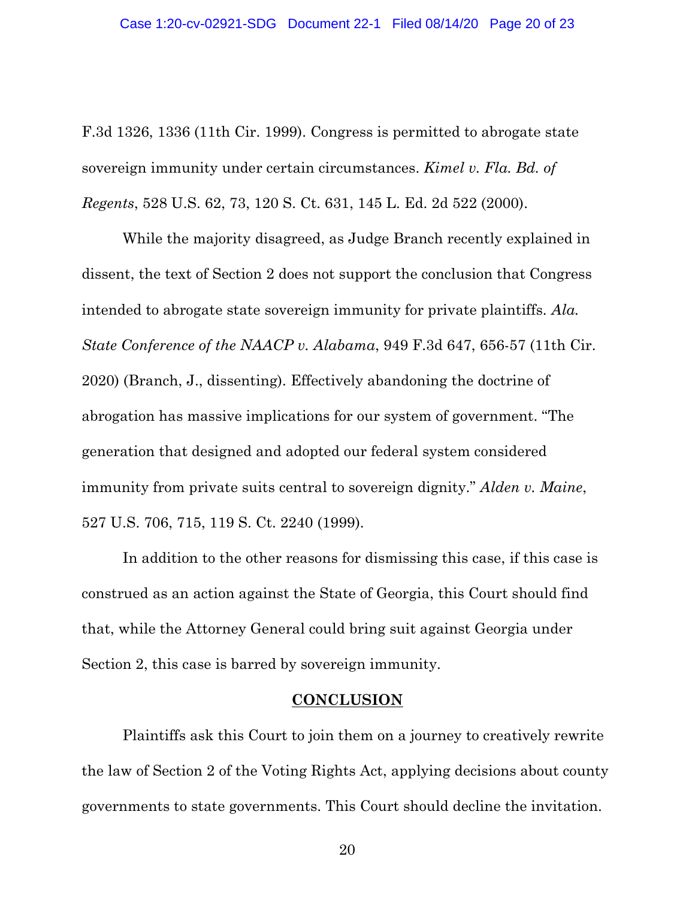F.3d 1326, 1336 (11th Cir. 1999). Congress is permitted to abrogate state sovereign immunity under certain circumstances. *Kimel v. Fla. Bd. of Regents*, 528 U.S. 62, 73, 120 S. Ct. 631, 145 L. Ed. 2d 522 (2000).

While the majority disagreed, as Judge Branch recently explained in dissent, the text of Section 2 does not support the conclusion that Congress intended to abrogate state sovereign immunity for private plaintiffs. *Ala. State Conference of the NAACP v. Alabama*, 949 F.3d 647, 656-57 (11th Cir. 2020) (Branch, J., dissenting). Effectively abandoning the doctrine of abrogation has massive implications for our system of government. "The generation that designed and adopted our federal system considered immunity from private suits central to sovereign dignity." *Alden v. Maine*, 527 U.S. 706, 715, 119 S. Ct. 2240 (1999).

In addition to the other reasons for dismissing this case, if this case is construed as an action against the State of Georgia, this Court should find that, while the Attorney General could bring suit against Georgia under Section 2, this case is barred by sovereign immunity.

## CONCLUSION

Plaintiffs ask this Court to join them on a journey to creatively rewrite the law of Section 2 of the Voting Rights Act, applying decisions about county governments to state governments. This Court should decline the invitation.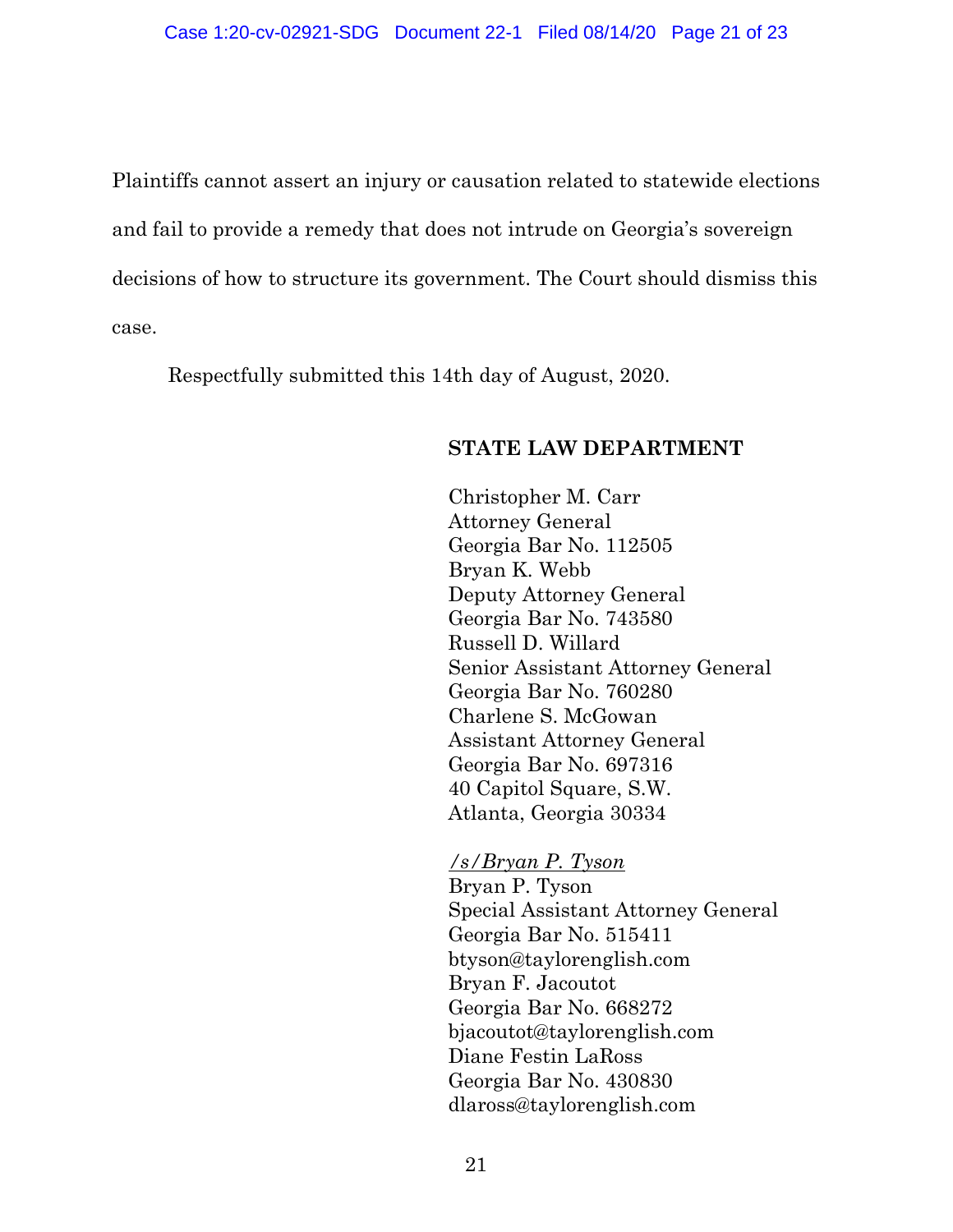Plaintiffs cannot assert an injury or causation related to statewide elections and fail to provide a remedy that does not intrude on Georgia's sovereign decisions of how to structure its government. The Court should dismiss this case.

Respectfully submitted this 14th day of August, 2020.

**STATE LAW DEPARTMENT**

Christopher M. Carr
Attorney General
Georgia Bar No. 112505
Bryan K. Webb
Deputy Attorney General
Georgia Bar No. 743580
Russell D. Willard
Senior Assistant Attorney General
Georgia Bar No. 760280
Charlene S. McGowan
Assistant Attorney General
Georgia Bar No. 697316
40 Capitol Square, S.W.
Atlanta, Georgia 30334

*/s/Bryan P. Tyson*
Bryan P. Tyson
Special Assistant Attorney General
Georgia Bar No. 515411
btyson@taylorenglish.com
Bryan F. Jacoutot
Georgia Bar No. 668272
bjacoutot@taylorenglish.com
Diane Festin LaRoss
Georgia Bar No. 430830
dlaross@taylorenglish.com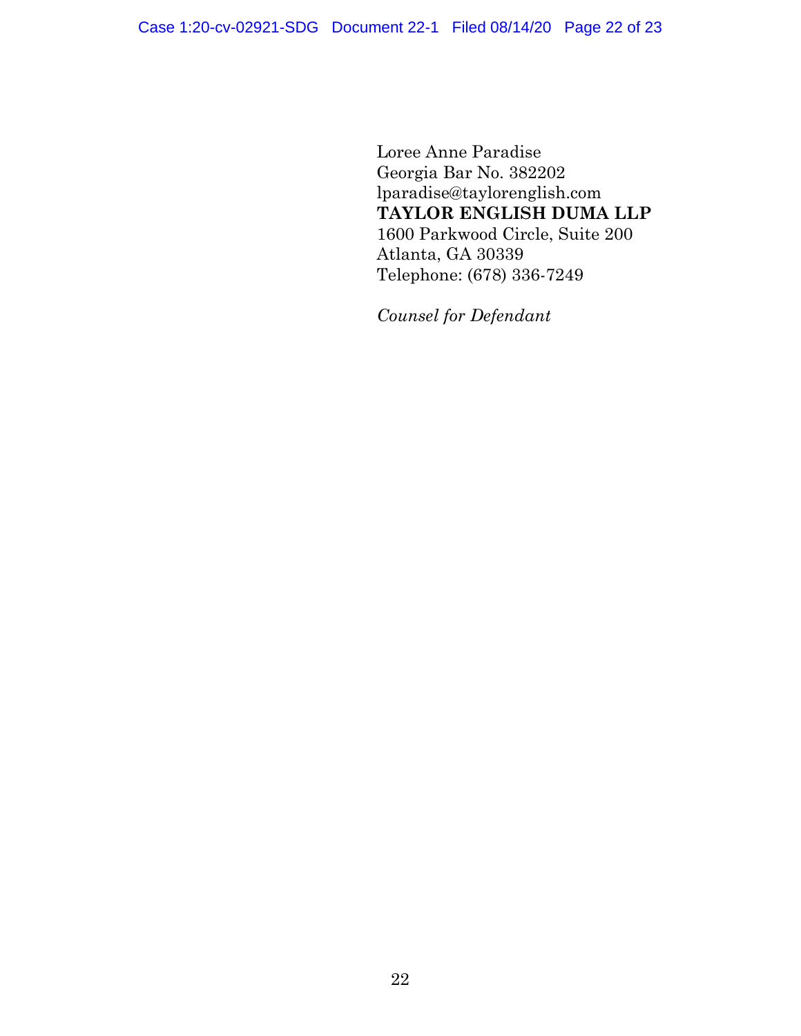Loree Anne Paradise
Georgia Bar No. 382202
lparadise@taylorenglish.com
**TAYLOR ENGLISH DUMA LLP**
1600 Parkwood Circle, Suite 200
Atlanta, GA 30339
Telephone: (678) 336-7249

*Counsel for Defendant*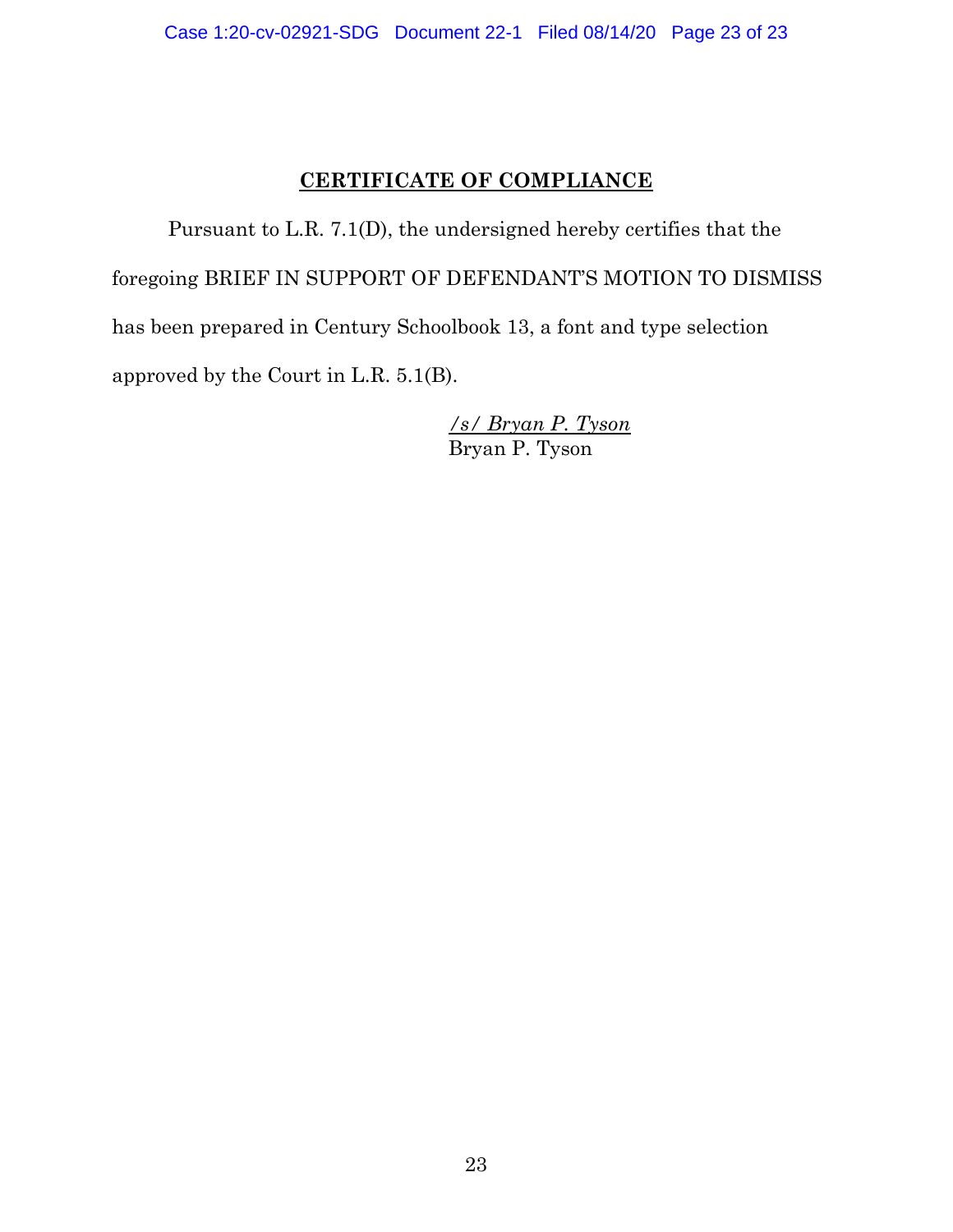## CERTIFICATE OF COMPLIANCE

Pursuant to L.R. 7.1(D), the undersigned hereby certifies that the foregoing BRIEF IN SUPPORT OF DEFENDANT'S MOTION TO DISMISS has been prepared in Century Schoolbook 13, a font and type selection approved by the Court in L.R. 5.1(B).

*/s/ Bryan P. Tyson*
Bryan P. Tyson